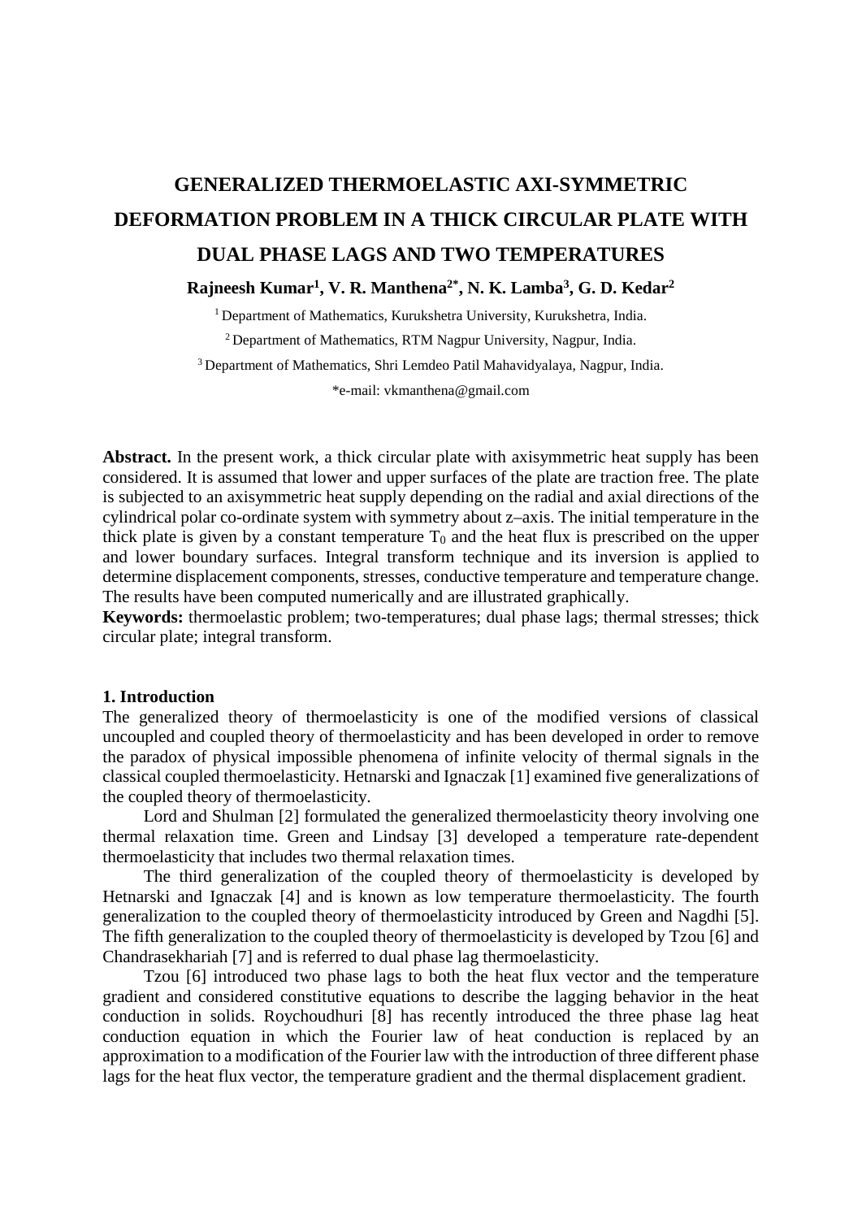# GENERALIZED THERMOELASTIC AXI-SYMMETRIC DEFORMATION PROBLEM IN A THICK CIRCULAR PLATE WITH DUAL PHASE LAGS AND TWO TEMPERATURES

**Rajneesh Kumar[1], V. R. Manthena[2*], N. K. Lamba[3], G. D. Kedar[2]**

[1] Department of Mathematics, Kurukshetra University, Kurukshetra, India.

[2] Department of Mathematics, RTM Nagpur University, Nagpur, India.

[3] Department of Mathematics, Shri Lemdeo Patil Mahavidyalaya, Nagpur, India.

*e-mail: vkmanthena@gmail.com

**Abstract.** In the present work, a thick circular plate with axisymmetric heat supply has been considered. It is assumed that lower and upper surfaces of the plate are traction free. The plate is subjected to an axisymmetric heat supply depending on the radial and axial directions of the cylindrical polar co-ordinate system with symmetry about z–axis. The initial temperature in the thick plate is given by a constant temperature $T_0$ and the heat flux is prescribed on the upper and lower boundary surfaces. Integral transform technique and its inversion is applied to determine displacement components, stresses, conductive temperature and temperature change. The results have been computed numerically and are illustrated graphically.

**Keywords:** thermoelastic problem; two-temperatures; dual phase lags; thermal stresses; thick circular plate; integral transform.

## 1. Introduction

The generalized theory of thermoelasticity is one of the modified versions of classical uncoupled and coupled theory of thermoelasticity and has been developed in order to remove the paradox of physical impossible phenomena of infinite velocity of thermal signals in the classical coupled thermoelasticity. Hetnarski and Ignaczak [1] examined five generalizations of the coupled theory of thermoelasticity.

Lord and Shulman [2] formulated the generalized thermoelasticity theory involving one thermal relaxation time. Green and Lindsay [3] developed a temperature rate-dependent thermoelasticity that includes two thermal relaxation times.

The third generalization of the coupled theory of thermoelasticity is developed by Hetnarski and Ignaczak [4] and is known as low temperature thermoelasticity. The fourth generalization to the coupled theory of thermoelasticity introduced by Green and Nagdhi [5]. The fifth generalization to the coupled theory of thermoelasticity is developed by Tzou [6] and Chandrasekhariah [7] and is referred to dual phase lag thermoelasticity.

Tzou [6] introduced two phase lags to both the heat flux vector and the temperature gradient and considered constitutive equations to describe the lagging behavior in the heat conduction in solids. Roychoudhuri [8] has recently introduced the three phase lag heat conduction equation in which the Fourier law of heat conduction is replaced by an approximation to a modification of the Fourier law with the introduction of three different phase lags for the heat flux vector, the temperature gradient and the thermal displacement gradient.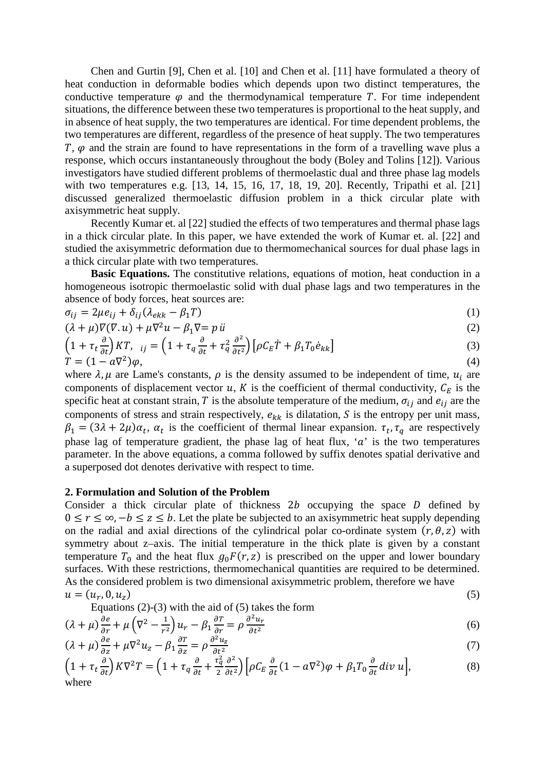Chen and Gurtin [9], Chen et al. [10] and Chen et al. [11] have formulated a theory of heat conduction in deformable bodies which depends upon two distinct temperatures, the conductive temperature $\varphi$ and the thermodynamical temperature $T$. For time independent situations, the difference between these two temperatures is proportional to the heat supply, and in absence of heat supply, the two temperatures are identical. For time dependent problems, the two temperatures are different, regardless of the presence of heat supply. The two temperatures $T$, $\varphi$ and the strain are found to have representations in the form of a travelling wave plus a response, which occurs instantaneously throughout the body (Boley and Tolins [12]). Various investigators have studied different problems of thermoelastic dual and three phase lag models with two temperatures e.g. [13, 14, 15, 16, 17, 18, 19, 20]. Recently, Tripathi et al. [21] discussed generalized thermoelastic diffusion problem in a thick circular plate with axisymmetric heat supply.

Recently Kumar et. al [22] studied the effects of two temperatures and thermal phase lags in a thick circular plate. In this paper, we have extended the work of Kumar et. al. [22] and studied the axisymmetric deformation due to thermomechanical sources for dual phase lags in a thick circular plate with two temperatures.

**Basic Equations.** The constitutive relations, equations of motion, heat conduction in a homogeneous isotropic thermoelastic solid with dual phase lags and two temperatures in the absence of body forces, heat sources are:

$$\sigma_{ij} = 2\mu e_{ij} + \delta_{ij}(\lambda_{ekk} - \beta_1 T) \tag{1}$$

$$(\lambda + \mu)\nabla(\nabla . u) + \mu\nabla^2 u - \beta_1 \nabla = p\,\ddot{u} \tag{2}$$

$$\left(1 + \tau_t \frac{\partial}{\partial t}\right) KT,\ _{ij} = \left(1 + \tau_q \frac{\partial}{\partial t} + \tau_q^2 \frac{\partial^2}{\partial t^2}\right)\left[\rho C_E \dot{T} + \beta_1 T_0 \dot{e}_{kk}\right] \tag{3}$$

$$T = (1 - a\nabla^2)\varphi, \tag{4}$$

where $\lambda, \mu$ are Lame's constants, $\rho$ is the density assumed to be independent of time, $u_i$ are components of displacement vector $u$, $K$ is the coefficient of thermal conductivity, $C_E$ is the specific heat at constant strain, $T$ is the absolute temperature of the medium, $\sigma_{ij}$ and $e_{ij}$ are the components of stress and strain respectively, $e_{kk}$ is dilatation, $S$ is the entropy per unit mass, $\beta_1 = (3\lambda + 2\mu)\alpha_t$, $\alpha_t$ is the coefficient of thermal linear expansion. $\tau_t, \tau_q$ are respectively phase lag of temperature gradient, the phase lag of heat flux, '$a$' is the two temperatures parameter. In the above equations, a comma followed by suffix denotes spatial derivative and a superposed dot denotes derivative with respect to time.

## 2. Formulation and Solution of the Problem

Consider a thick circular plate of thickness $2b$ occupying the space $D$ defined by $0 \leq r \leq \infty, -b \leq z \leq b$. Let the plate be subjected to an axisymmetric heat supply depending on the radial and axial directions of the cylindrical polar co-ordinate system $(r, \theta, z)$ with symmetry about z–axis. The initial temperature in the thick plate is given by a constant temperature $T_0$ and the heat flux $g_0 F(r, z)$ is prescribed on the upper and lower boundary surfaces. With these restrictions, thermomechanical quantities are required to be determined. As the considered problem is two dimensional axisymmetric problem, therefore we have

$$u = (u_r, 0, u_z) \tag{5}$$

Equations (2)-(3) with the aid of (5) takes the form

$$(\lambda + \mu)\frac{\partial e}{\partial r} + \mu\left(\nabla^2 - \frac{1}{r^2}\right)u_r - \beta_1 \frac{\partial T}{\partial r} = \rho \frac{\partial^2 u_r}{\partial t^2} \tag{6}$$

$$(\lambda + \mu)\frac{\partial e}{\partial z} + \mu\nabla^2 u_z - \beta_1 \frac{\partial T}{\partial z} = \rho \frac{\partial^2 u_z}{\partial t^2} \tag{7}$$

$$\left(1 + \tau_t \frac{\partial}{\partial t}\right) K\nabla^2 T = \left(1 + \tau_q \frac{\partial}{\partial t} + \frac{\tau_q^2}{2}\frac{\partial^2}{\partial t^2}\right)\left[\rho C_E \frac{\partial}{\partial t}(1 - a\nabla^2)\varphi + \beta_1 T_0 \frac{\partial}{\partial t} div\, u\right], \tag{8}$$

where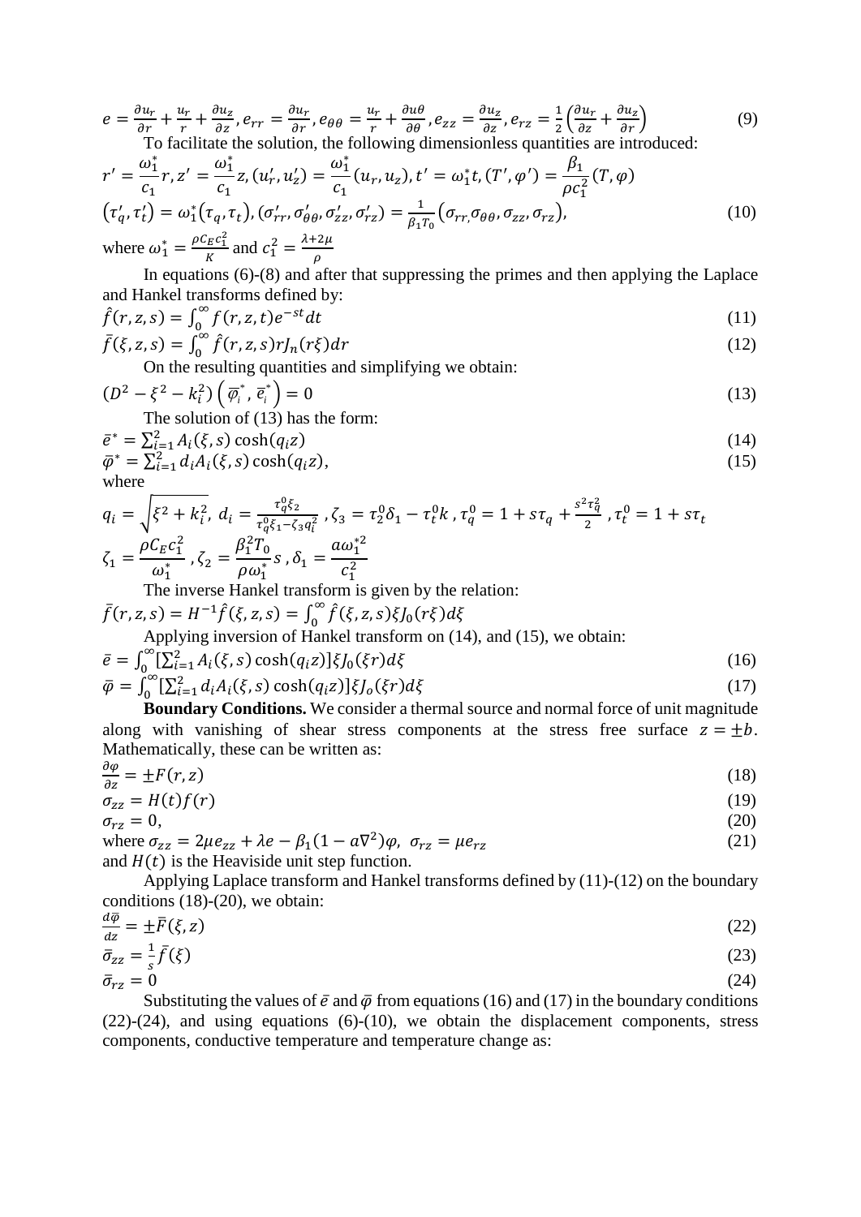$$e = \frac{\partial u_r}{\partial r} + \frac{u_r}{r} + \frac{\partial u_z}{\partial z}, e_{rr} = \frac{\partial u_r}{\partial r}, e_{\theta\theta} = \frac{u_r}{r} + \frac{\partial u\theta}{\partial \theta}, e_{zz} = \frac{\partial u_z}{\partial z}, e_{rz} = \frac{1}{2}\left(\frac{\partial u_r}{\partial z} + \frac{\partial u_z}{\partial r}\right) \tag{9}$$

To facilitate the solution, the following dimensionless quantities are introduced:

$$r' = \frac{\omega_1^*}{c_1} r, z' = \frac{\omega_1^*}{c_1} z, (u_r', u_z') = \frac{\omega_1^*}{c_1}(u_r, u_z), t' = \omega_1^* t, (T', \varphi') = \frac{\beta_1}{\rho c_1^2}(T, \varphi)$$

$$(\tau_q', \tau_t') = \omega_1^*(\tau_q, \tau_t), (\sigma_{rr}', \sigma_{\theta\theta}', \sigma_{zz}', \sigma_{rz}') = \frac{1}{\beta_1 T_0}(\sigma_{rr,}\sigma_{\theta\theta}, \sigma_{zz}, \sigma_{rz}), \tag{10}$$

where $\omega_1^* = \frac{\rho C_E c_1^2}{K}$ and $c_1^2 = \frac{\lambda + 2\mu}{\rho}$

In equations (6)-(8) and after that suppressing the primes and then applying the Laplace and Hankel transforms defined by:

$$\hat{f}(r, z, s) = \int_0^\infty f(r, z, t) e^{-st} dt \tag{11}$$

$$\bar{f}(\xi, z, s) = \int_0^\infty \hat{f}(r, z, s) r J_n(r\xi) dr \tag{12}$$

On the resulting quantities and simplifying we obtain:

$$(D^2 - \xi^2 - k_i^2)\left(\bar{\varphi}_i^*, \bar{e}_i^*\right) = 0 \tag{13}$$

The solution of (13) has the form:

$$\bar{e}^* = \sum_{i=1}^2 A_i(\xi, s)\cosh(q_i z) \tag{14}$$

$$\bar{\varphi}^* = \sum_{i=1}^2 d_i A_i(\xi, s)\cosh(q_i z), \tag{15}$$

where

$$q_i = \sqrt{\xi^2 + k_i^2},\ d_i = \frac{\tau_q^0 \xi_2}{\tau_q^0 \xi_1 - \zeta_3 q_i^2},\ \zeta_3 = \tau_2^0 \delta_1 - \tau_t^0 k,\ \tau_q^0 = 1 + s\tau_q + \frac{s^2 \tau_q^2}{2},\ \tau_t^0 = 1 + s\tau_t$$

$$\zeta_1 = \frac{\rho C_E c_1^2}{\omega_1^*},\ \zeta_2 = \frac{\beta_1^2 T_0}{\rho \omega_1^*} s,\ \delta_1 = \frac{a\omega_1^{*2}}{c_1^2}$$

The inverse Hankel transform is given by the relation:

$$\bar{f}(r, z, s) = H^{-1}\hat{f}(\xi, z, s) = \int_0^\infty \hat{f}(\xi, z, s)\xi J_0(r\xi) d\xi$$

Applying inversion of Hankel transform on (14), and (15), we obtain:

$$\bar{e} = \int_0^\infty [\sum_{i=1}^2 A_i(\xi, s)\cosh(q_i z)]\xi J_0(\xi r) d\xi \tag{16}$$

$$\bar{\varphi} = \int_0^\infty [\sum_{i=1}^2 d_i A_i(\xi, s)\cosh(q_i z)]\xi J_o(\xi r) d\xi \tag{17}$$

**Boundary Conditions.** We consider a thermal source and normal force of unit magnitude along with vanishing of shear stress components at the stress free surface $z = \pm b$. Mathematically, these can be written as:

$$\frac{\partial \varphi}{\partial z} = \pm F(r, z) \tag{18}$$

$$\sigma_{zz} = H(t) f(r) \tag{19}$$

$$\sigma_{rz} = 0, \tag{20}$$

where $\sigma_{zz} = 2\mu e_{zz} + \lambda e - \beta_1(1 - a\nabla^2)\varphi,\ \sigma_{rz} = \mu e_{rz}$ (21)

and $H(t)$ is the Heaviside unit step function.

Applying Laplace transform and Hankel transforms defined by (11)-(12) on the boundary conditions (18)-(20), we obtain:

$$\frac{d\bar{\varphi}}{dz} = \pm \bar{F}(\xi, z) \tag{22}$$

$$\bar{\sigma}_{zz} = \frac{1}{s}\bar{f}(\xi) \tag{23}$$

$$\bar{\sigma}_{rz} = 0 \tag{24}$$

Substituting the values of $\bar{e}$ and $\bar{\varphi}$ from equations (16) and (17) in the boundary conditions (22)-(24), and using equations (6)-(10), we obtain the displacement components, stress components, conductive temperature and temperature change as: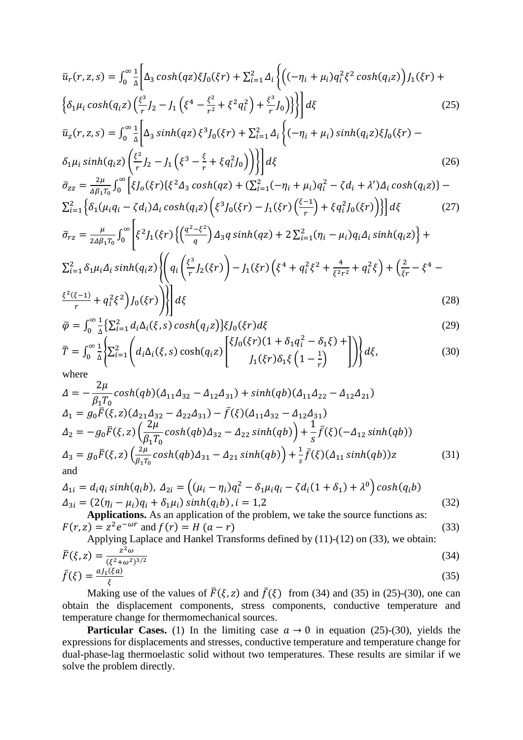$$\bar{u}_r(r,z,s) = \int_0^\infty \frac{1}{\Delta}\left[\Delta_3 \cosh(qz)\xi J_0(\xi r) + \sum_{i=1}^{2} \Delta_i \left\{\left((-\eta_i + \mu_i) q_i^2 \xi^2 \cosh(q_i z)\right) J_1(\xi r) + \left\{\delta_1 \mu_i \cosh(q_i z)\left(\frac{\xi^3}{r} J_2 - J_1\left(\xi^4 - \frac{\xi^2}{r^2} + \xi^2 q_i^2\right) + \frac{\xi^3}{r} J_0\right)\right\}\right\}\right] d\xi \tag{25}$$

$$\bar{u}_z(r,z,s) = \int_0^\infty \frac{1}{\Delta}\left[\Delta_3 \sinh(qz)\,\xi^3 J_0(\xi r) + \sum_{i=1}^{2} \Delta_i \left\{(-\eta_i + \mu_i)\sinh(q_i z)\xi J_0(\xi r) - \delta_1 \mu_i \sinh(q_i z)\left(\frac{\xi^2}{r} J_2 - J_1\left(\xi^3 - \frac{\xi}{r} + \xi q_i^2 J_0\right)\right)\right\}\right] d\xi \tag{26}$$

$$\bar{\sigma}_{zz} = \frac{2\mu}{\Delta \beta_1 T_0}\int_0^\infty \left[\xi J_o(\xi r)\{\xi^2 \Delta_3 \cosh(qz) + (\sum_{i=1}^{2}(-\eta_i + \mu_i) q_i^2 - \zeta d_i + \lambda')\Delta_i \cosh(q_i z)\} - \sum_{i=1}^{2}\left\{\delta_1(\mu_i q_i - \zeta d_i)\Delta_i \cosh(q_i z)\left(\xi^3 J_0(\xi r) - J_1(\xi r)\left(\frac{\xi - 1}{r}\right) + \xi q_i^2 J_0(\xi r)\right)\right\}\right] d\xi \tag{27}$$

$$\bar{\sigma}_{rz} = \frac{\mu}{2\Delta\beta_1 T_0}\int_0^\infty \left[\xi^2 J_1(\xi r)\left\{\left(\frac{q^2 - \xi^2}{q}\right)\Delta_3 q \sinh(qz) + 2\sum_{i=1}^{2}(\eta_i - \mu_i) q_i \Delta_i \sinh(q_i z)\right\} + \sum_{i=1}^{2}\delta_1 \mu_i \Delta_i \sinh(q_i z)\left\{\left(q_i\left(\frac{\xi^3}{r} J_2(\xi r)\right) - J_1(\xi r)\left(\xi^4 + q_i^2 \xi^2 + \frac{4}{\xi^2 r^2} + q_i^2 \xi\right) + \left(\frac{2}{\xi r} - \xi^4 - \frac{\xi^2(\xi - 1)}{r} + q_i^2 \xi^2\right) J_0(\xi r)\right)\right\}\right] d\xi \tag{28}$$

$$\bar{\varphi} = \int_0^\infty \frac{1}{\Delta}\left\{\sum_{i=1}^{2} d_i \Delta_i(\xi,s)\cosh(q_j z)\right\}\xi J_0(\xi r) d\xi \tag{29}$$

$$\bar{T} = \int_0^\infty \frac{1}{\Delta}\left\{\sum_{i=1}^{2}\left(d_i \Delta_i(\xi,s)\cosh(q_i z)\begin{bmatrix}\xi J_0(\xi r)(1 + \delta_1 q_i^2 - \delta_1 \xi) + \\ J_1(\xi r)\delta_1 \xi\left(1 - \frac{1}{r}\right)\end{bmatrix}\right)\right\} d\xi, \tag{30}$$

where

$$\Delta = -\frac{2\mu}{\beta_1 T_0}\cosh(qb)(\Delta_{11}\Delta_{32} - \Delta_{12}\Delta_{31}) + \sinh(qb)(\Delta_{11}\Delta_{22} - \Delta_{12}\Delta_{21})$$
$$\Delta_1 = g_0 \bar{F}(\xi,z)(\Delta_{21}\Delta_{32} - \Delta_{22}\Delta_{31}) - \bar{f}(\xi)(\Delta_{11}\Delta_{32} - \Delta_{12}\Delta_{31})$$
$$\Delta_2 = -g_0 \bar{F}(\xi,z)\left(\frac{2\mu}{\beta_1 T_0}\cosh(qb)\Delta_{32} - \Delta_{22}\sinh(qb)\right) + \frac{1}{s}\bar{f}(\xi)(-\Delta_{12}\sinh(qb))$$
$$\Delta_3 = g_0 \bar{F}(\xi,z)\left(\frac{2\mu}{\beta_1 T_0}\cosh(qb)\Delta_{31} - \Delta_{21}\sinh(qb)\right) + \frac{1}{s}\bar{f}(\xi)(\Delta_{11}\sinh(qb))z \tag{31}$$

and

$$\Delta_{1i} = d_i q_i \sinh(q_i b),\ \Delta_{2i} = \left((\mu_i - \eta_i) q_i^2 - \delta_1 \mu_i q_i - \zeta d_i (1 + \delta_1) + \lambda^0\right)\cosh(q_i b)$$
$$\Delta_{3i} = (2(\eta_i - \mu_i) q_i + \delta_1 \mu_i)\sinh(q_i b),\ i = 1,2 \tag{32}$$

**Applications.** As an application of the problem, we take the source functions as:

$$F(r,z) = z^2 e^{-\omega r} \text{ and } f(r) = H(a - r) \tag{33}$$

Applying Laplace and Hankel Transforms defined by (11)-(12) on (33), we obtain:

$$\bar{F}(\xi,z) = \frac{z^2 \omega}{(\xi^2 + \omega^2)^{3/2}} \tag{34}$$

$$\bar{f}(\xi) = \frac{a J_1(\xi a)}{\xi} \tag{35}$$

Making use of the values of $\bar{F}(\xi,z)$ and $\bar{f}(\xi)$ from (34) and (35) in (25)-(30), one can obtain the displacement components, stress components, conductive temperature and temperature change for thermomechanical sources.

**Particular Cases.** (1) In the limiting case $a \to 0$ in equation (25)-(30), yields the expressions for displacements and stresses, conductive temperature and temperature change for dual-phase-lag thermoelastic solid without two temperatures. These results are similar if we solve the problem directly.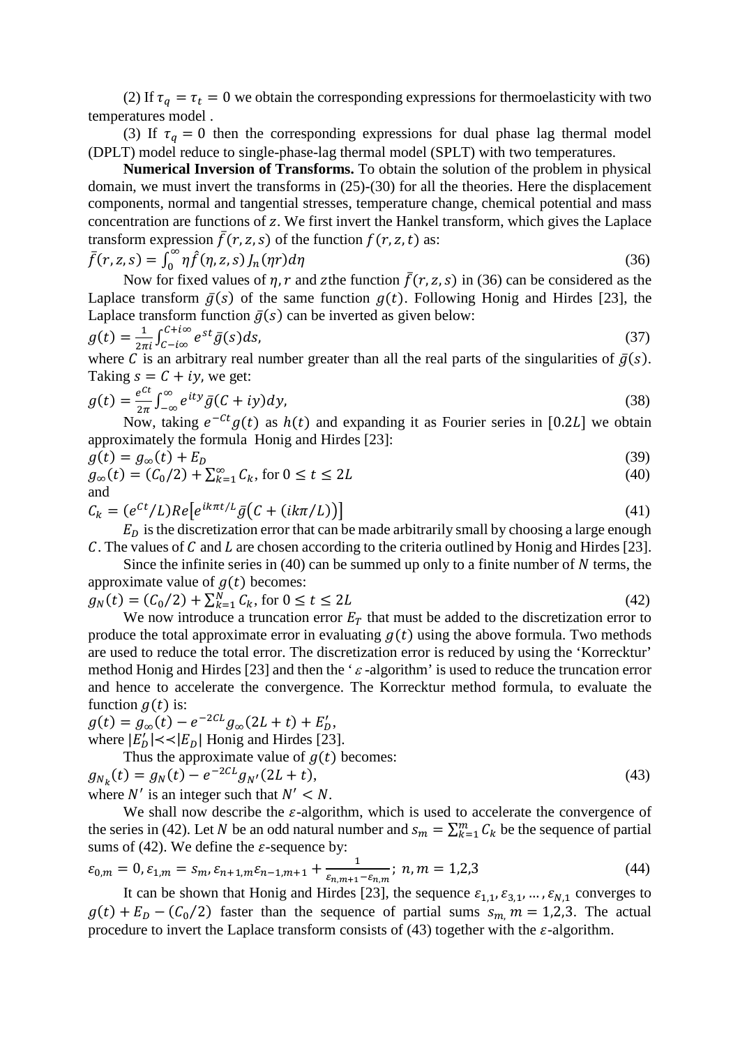(2) If $\tau_q = \tau_t = 0$ we obtain the corresponding expressions for thermoelasticity with two temperatures model .

(3) If $\tau_q = 0$ then the corresponding expressions for dual phase lag thermal model (DPLT) model reduce to single-phase-lag thermal model (SPLT) with two temperatures.

**Numerical Inversion of Transforms.** To obtain the solution of the problem in physical domain, we must invert the transforms in (25)-(30) for all the theories. Here the displacement components, normal and tangential stresses, temperature change, chemical potential and mass concentration are functions of $z$. We first invert the Hankel transform, which gives the Laplace transform expression $\bar{f}(r, z, s)$ of the function $f(r, z, t)$ as:

$$\bar{f}(r, z, s) = \int_0^\infty \eta \hat{f}(\eta, z, s)\, J_n(\eta r) d\eta \tag{36}$$

Now for fixed values of $\eta, r$ and $z$the function $\bar{f}(r, z, s)$ in (36) can be considered as the Laplace transform $\bar{g}(s)$ of the same function $g(t)$. Following Honig and Hirdes [23], the Laplace transform function $\bar{g}(s)$ can be inverted as given below:

$$g(t) = \frac{1}{2\pi i}\int_{C-i\infty}^{C+i\infty} e^{st}\bar{g}(s) ds, \tag{37}$$

where $C$ is an arbitrary real number greater than all the real parts of the singularities of $\bar{g}(s)$. Taking $s = C + iy$, we get:

$$g(t) = \frac{e^{Ct}}{2\pi}\int_{-\infty}^{\infty} e^{ity}\bar{g}(C + iy) dy, \tag{38}$$

Now, taking $e^{-Ct}g(t)$ as $h(t)$ and expanding it as Fourier series in $[0.2L]$ we obtain approximately the formula Honig and Hirdes [23]:

$$g(t) = g_\infty(t) + E_D \tag{39}$$

$$g_\infty(t) = (C_0/2) + \sum_{k=1}^{\infty} C_k, \text{ for } 0 \le t \le 2L \tag{40}$$

and

$$C_k = (e^{Ct}/L) Re\left[e^{ik\pi t/L}\bar{g}\big(C + (ik\pi/L)\big)\right] \tag{41}$$

$E_D$ is the discretization error that can be made arbitrarily small by choosing a large enough $C$. The values of $C$ and $L$ are chosen according to the criteria outlined by Honig and Hirdes [23].

Since the infinite series in (40) can be summed up only to a finite number of $N$ terms, the approximate value of $g(t)$ becomes:

$$g_N(t) = (C_0/2) + \sum_{k=1}^{N} C_k, \text{ for } 0 \le t \le 2L \tag{42}$$

We now introduce a truncation error $E_T$ that must be added to the discretization error to produce the total approximate error in evaluating $g(t)$ using the above formula. Two methods are used to reduce the total error. The discretization error is reduced by using the 'Korrecktur' method Honig and Hirdes [23] and then the '$\varepsilon$-algorithm' is used to reduce the truncation error and hence to accelerate the convergence. The Korrecktur method formula, to evaluate the function $g(t)$ is:

$$g(t) = g_\infty(t) - e^{-2CL} g_\infty(2L + t) + E'_D,$$

where $|E'_D| \prec\prec |E_D|$ Honig and Hirdes [23].

Thus the approximate value of $g(t)$ becomes:

$$g_{N_k}(t) = g_N(t) - e^{-2CL} g_{N'}(2L + t), \tag{43}$$

where $N'$ is an integer such that $N' < N$.

We shall now describe the $\varepsilon$-algorithm, which is used to accelerate the convergence of the series in (42). Let $N$ be an odd natural number and $s_m = \sum_{k=1}^{m} C_k$ be the sequence of partial sums of (42). We define the $\varepsilon$-sequence by:

$$\varepsilon_{0,m} = 0, \varepsilon_{1,m} = s_m, \varepsilon_{n+1,m}\varepsilon_{n-1,m+1} + \frac{1}{\varepsilon_{n,m+1} - \varepsilon_{n,m}};\ n, m = 1,2,3 \tag{44}$$

It can be shown that Honig and Hirdes [23], the sequence $\varepsilon_{1,1}, \varepsilon_{3,1}, \ldots, \varepsilon_{N,1}$ converges to $g(t) + E_D - (C_0/2)$ faster than the sequence of partial sums $s_{m,}\ m = 1,2,3$. The actual procedure to invert the Laplace transform consists of (43) together with the $\varepsilon$-algorithm.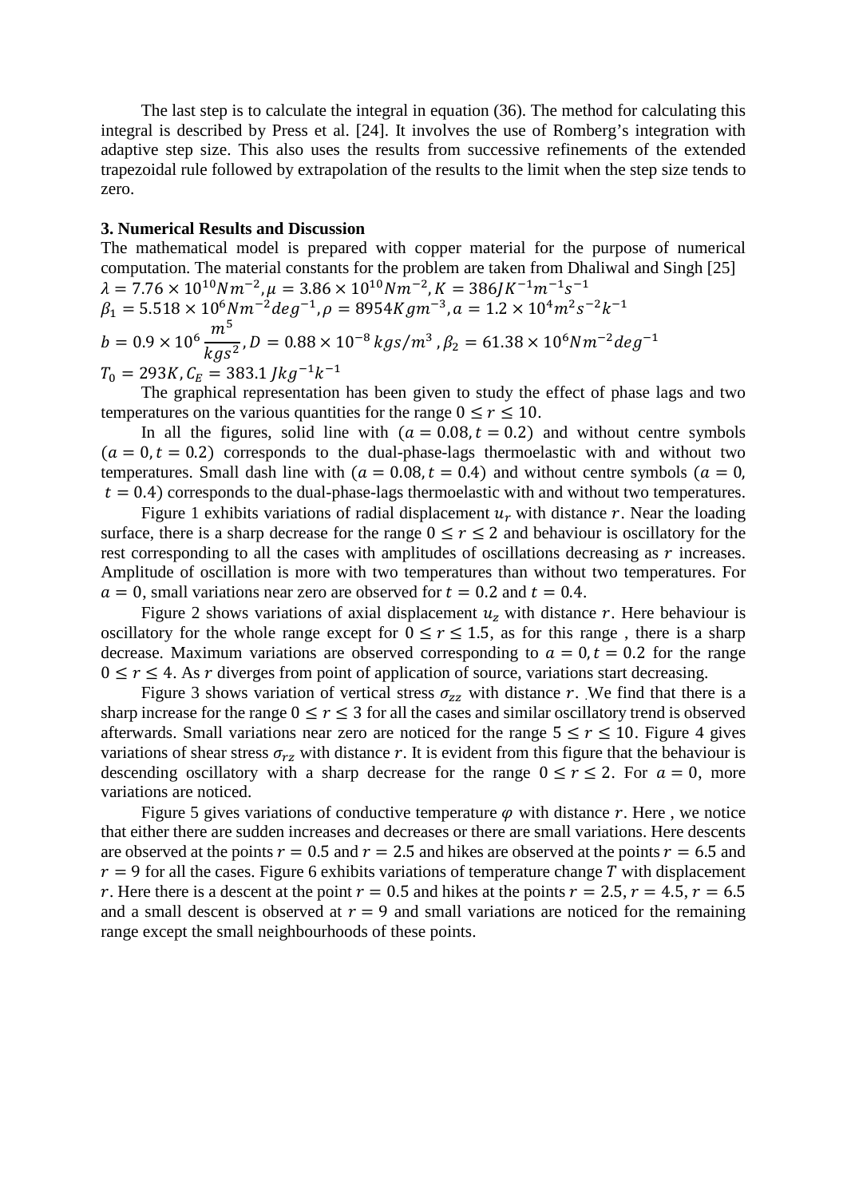The last step is to calculate the integral in equation (36). The method for calculating this integral is described by Press et al. [24]. It involves the use of Romberg's integration with adaptive step size. This also uses the results from successive refinements of the extended trapezoidal rule followed by extrapolation of the results to the limit when the step size tends to zero.

### 3. Numerical Results and Discussion

The mathematical model is prepared with copper material for the purpose of numerical computation. The material constants for the problem are taken from Dhaliwal and Singh [25]

$\lambda = 7.76 \times 10^{10} Nm^{-2}, \mu = 3.86 \times 10^{10} Nm^{-2}, K = 386 JK^{-1}m^{-1}s^{-1}$

$\beta_1 = 5.518 \times 10^{6} Nm^{-2}deg^{-1}, \rho = 8954 Kgm^{-3}, a = 1.2 \times 10^{4} m^2s^{-2}k^{-1}$

$b = 0.9 \times 10^{6} \dfrac{m^5}{kgs^2}, D = 0.88 \times 10^{-8}\, kgs/m^3\,, \beta_2 = 61.38 \times 10^{6} Nm^{-2}deg^{-1}$

$T_0 = 293K, C_E = 383.1\, Jkg^{-1}k^{-1}$

The graphical representation has been given to study the effect of phase lags and two temperatures on the various quantities for the range $0 \leq r \leq 10$.

In all the figures, solid line with $(a = 0.08, t = 0.2)$ and without centre symbols $(a = 0, t = 0.2)$ corresponds to the dual-phase-lags thermoelastic with and without two temperatures. Small dash line with $(a = 0.08, t = 0.4)$ and without centre symbols $(a = 0, t = 0.4)$ corresponds to the dual-phase-lags thermoelastic with and without two temperatures.

Figure 1 exhibits variations of radial displacement $u_r$ with distance $r$. Near the loading surface, there is a sharp decrease for the range $0 \leq r \leq 2$ and behaviour is oscillatory for the rest corresponding to all the cases with amplitudes of oscillations decreasing as $r$ increases. Amplitude of oscillation is more with two temperatures than without two temperatures. For $a = 0$, small variations near zero are observed for $t = 0.2$ and $t = 0.4$.

Figure 2 shows variations of axial displacement $u_z$ with distance $r$. Here behaviour is oscillatory for the whole range except for $0 \leq r \leq 1.5$, as for this range , there is a sharp decrease. Maximum variations are observed corresponding to $a = 0, t = 0.2$ for the range $0 \leq r \leq 4$. As $r$ diverges from point of application of source, variations start decreasing.

Figure 3 shows variation of vertical stress $\sigma_{zz}$ with distance $r$. We find that there is a sharp increase for the range $0 \leq r \leq 3$ for all the cases and similar oscillatory trend is observed afterwards. Small variations near zero are noticed for the range $5 \leq r \leq 10$. Figure 4 gives variations of shear stress $\sigma_{rz}$ with distance $r$. It is evident from this figure that the behaviour is descending oscillatory with a sharp decrease for the range $0 \leq r \leq 2$. For $a = 0$, more variations are noticed.

Figure 5 gives variations of conductive temperature $\varphi$ with distance $r$. Here , we notice that either there are sudden increases and decreases or there are small variations. Here descents are observed at the points $r = 0.5$ and $r = 2.5$ and hikes are observed at the points $r = 6.5$ and $r = 9$ for all the cases. Figure 6 exhibits variations of temperature change $T$ with displacement $r$. Here there is a descent at the point $r = 0.5$ and hikes at the points $r = 2.5, r = 4.5, r = 6.5$ and a small descent is observed at $r = 9$ and small variations are noticed for the remaining range except the small neighbourhoods of these points.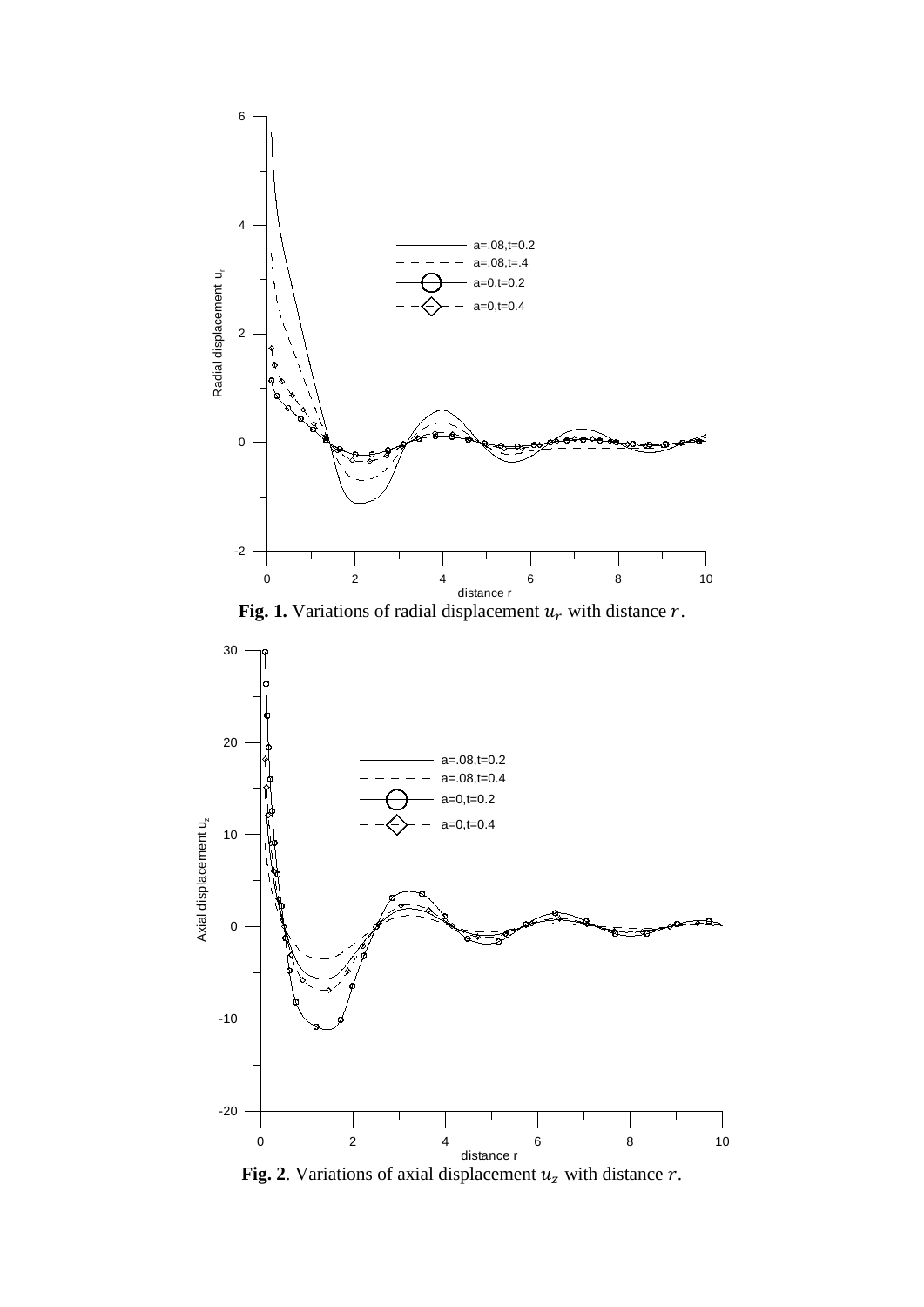**Fig. 1.** Variations of radial displacement $u_r$ with distance $r$.

**Fig. 2**. Variations of axial displacement $u_z$ with distance $r$.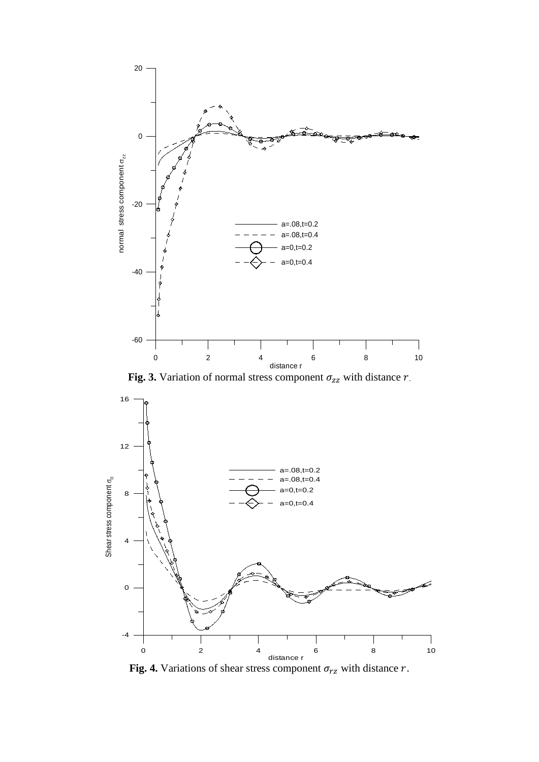**Fig. 3.** Variation of normal stress component $\sigma_{zz}$ with distance $r$.

**Fig. 4.** Variations of shear stress component $\sigma_{rz}$ with distance $r$.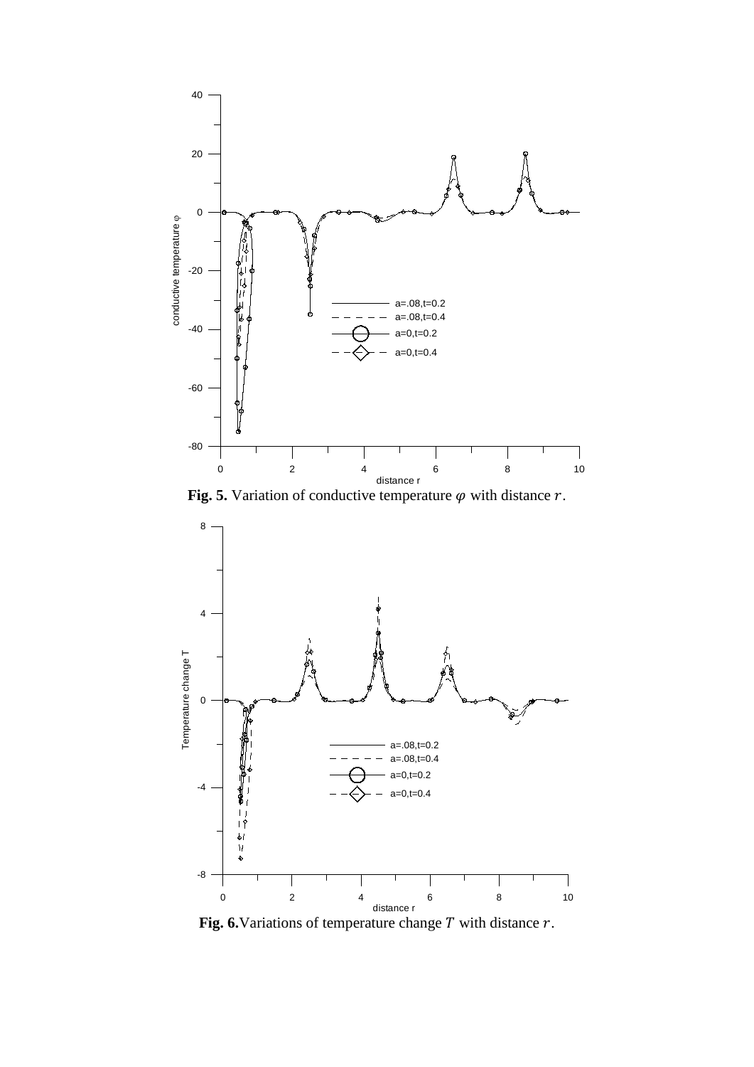**Fig. 5.** Variation of conductive temperature $\varphi$ with distance $r$.

**Fig. 6.** Variations of temperature change $T$ with distance $r$.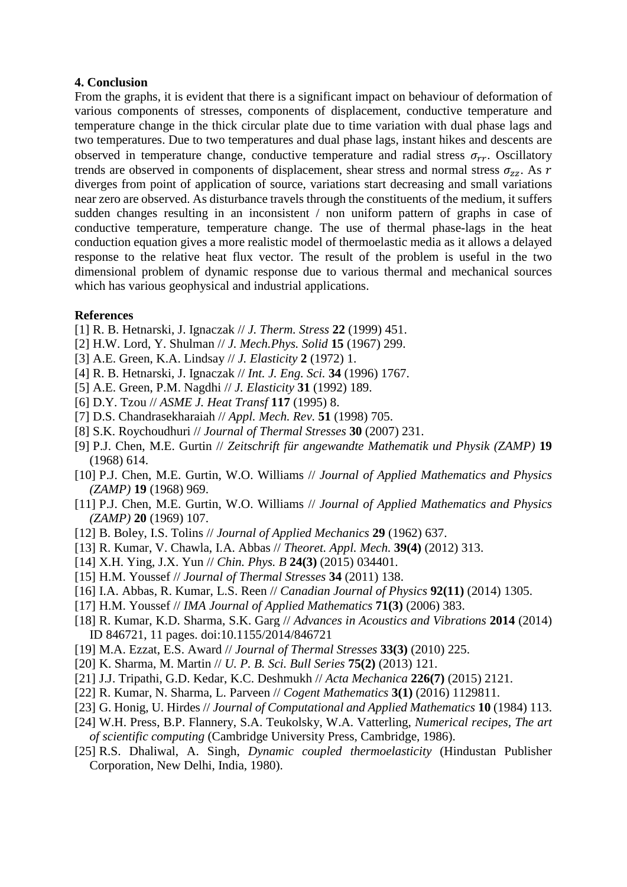### 4. Conclusion

From the graphs, it is evident that there is a significant impact on behaviour of deformation of various components of stresses, components of displacement, conductive temperature and temperature change in the thick circular plate due to time variation with dual phase lags and two temperatures. Due to two temperatures and dual phase lags, instant hikes and descents are observed in temperature change, conductive temperature and radial stress $\sigma_{rr}$. Oscillatory trends are observed in components of displacement, shear stress and normal stress $\sigma_{zz}$. As $r$ diverges from point of application of source, variations start decreasing and small variations near zero are observed. As disturbance travels through the constituents of the medium, it suffers sudden changes resulting in an inconsistent / non uniform pattern of graphs in case of conductive temperature, temperature change. The use of thermal phase-lags in the heat conduction equation gives a more realistic model of thermoelastic media as it allows a delayed response to the relative heat flux vector. The result of the problem is useful in the two dimensional problem of dynamic response due to various thermal and mechanical sources which has various geophysical and industrial applications.

### References

[1] R. B. Hetnarski, J. Ignaczak // *J. Therm. Stress* **22** (1999) 451.

[2] H.W. Lord, Y. Shulman // *J. Mech.Phys. Solid* **15** (1967) 299.

[3] A.E. Green, K.A. Lindsay // *J. Elasticity* **2** (1972) 1.

[4] R. B. Hetnarski, J. Ignaczak // *Int. J. Eng. Sci.* **34** (1996) 1767.

[5] A.E. Green, P.M. Nagdhi // *J. Elasticity* **31** (1992) 189.

[6] D.Y. Tzou // *ASME J. Heat Transf* **117** (1995) 8.

[7] D.S. Chandrasekharaiah // *Appl. Mech. Rev.* **51** (1998) 705.

[8] S.K. Roychoudhuri // *Journal of Thermal Stresses* **30** (2007) 231.

[9] P.J. Chen, M.E. Gurtin // *Zeitschrift für angewandte Mathematik und Physik (ZAMP)* **19** (1968) 614.

[10] P.J. Chen, M.E. Gurtin, W.O. Williams // *Journal of Applied Mathematics and Physics (ZAMP)* **19** (1968) 969.

[11] P.J. Chen, M.E. Gurtin, W.O. Williams // *Journal of Applied Mathematics and Physics (ZAMP)* **20** (1969) 107.

[12] B. Boley, I.S. Tolins // *Journal of Applied Mechanics* **29** (1962) 637.

[13] R. Kumar, V. Chawla, I.A. Abbas // *Theoret. Appl. Mech.* **39(4)** (2012) 313.

[14] X.H. Ying, J.X. Yun // *Chin. Phys. B* **24(3)** (2015) 034401.

[15] H.M. Youssef // *Journal of Thermal Stresses* **34** (2011) 138.

[16] I.A. Abbas, R. Kumar, L.S. Reen // *Canadian Journal of Physics* **92(11)** (2014) 1305.

[17] H.M. Youssef // *IMA Journal of Applied Mathematics* **71(3)** (2006) 383.

[18] R. Kumar, K.D. Sharma, S.K. Garg // *Advances in Acoustics and Vibrations* **2014** (2014) ID 846721, 11 pages. doi:10.1155/2014/846721

[19] M.A. Ezzat, E.S. Award // *Journal of Thermal Stresses* **33(3)** (2010) 225.

[20] K. Sharma, M. Martin // *U. P. B. Sci. Bull Series* **75(2)** (2013) 121.

[21] J.J. Tripathi, G.D. Kedar, K.C. Deshmukh // *Acta Mechanica* **226(7)** (2015) 2121.

[22] R. Kumar, N. Sharma, L. Parveen // *Cogent Mathematics* **3(1)** (2016) 1129811.

[23] G. Honig, U. Hirdes // *Journal of Computational and Applied Mathematics* **10** (1984) 113.

[24] W.H. Press, B.P. Flannery, S.A. Teukolsky, W.A. Vatterling, *Numerical recipes, The art of scientific computing* (Cambridge University Press, Cambridge, 1986).

[25] R.S. Dhaliwal, A. Singh, *Dynamic coupled thermoelasticity* (Hindustan Publisher Corporation, New Delhi, India, 1980).